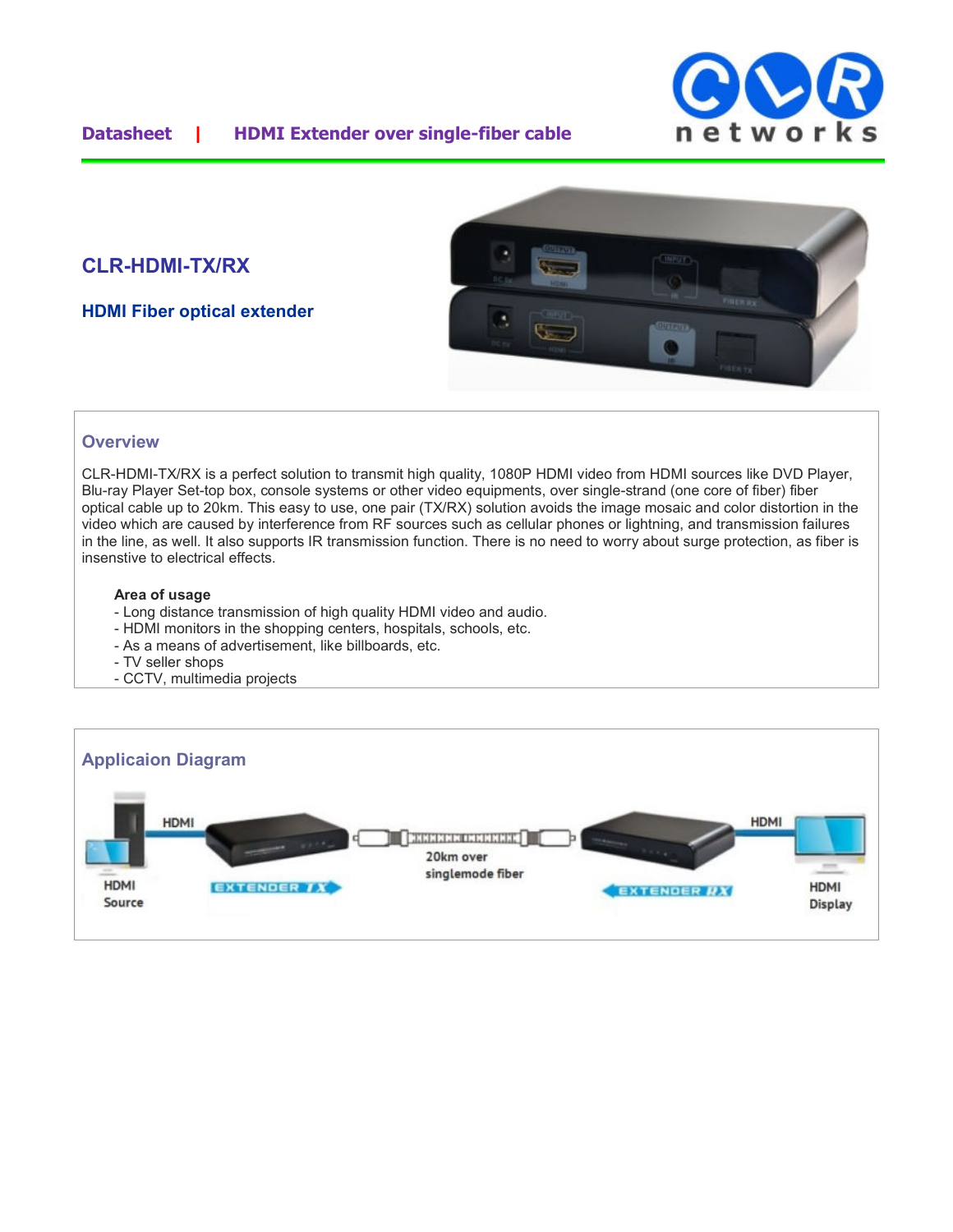**Datasheet** | **HDMI Extender over single-fiber cable**

## CLR-HDMI-TX/RX

### HDMI Fiber optical extender

## Overview

CLR-HDMI-TX/RX is a perfect solution to transmit high quality, 1080P HDMI video from HDMI sources like DVD Player, Blu-ray Player Set-top box, console systems or other video equipments, over single-strand (one core of fiber) fiber optical cable up to 20km. This easy to use, one pair (TX/RX) solution avoids the image mosaic and color distortion in the video which are caused by interference from RF sources such as cellular phones or lightning, and transmission failures in the line, as well. It also supports IR transmission function. There is no need to worry about surge protection, as fiber is insenstive to electrical effects.

**Area of usage**

- Long distance transmission of high quality HDMI video and audio.
- HDMI monitors in the shopping centers, hospitals, schools, etc.
- As a means of advertisement, like billboards, etc.
- TV seller shops
- CCTV, multimedia projects

## Applicaion Diagram

HDMI Source — HDMI — EXTENDER TX — 20km over singlemode fiber — EXTENDER RX — HDMI — HDMI Display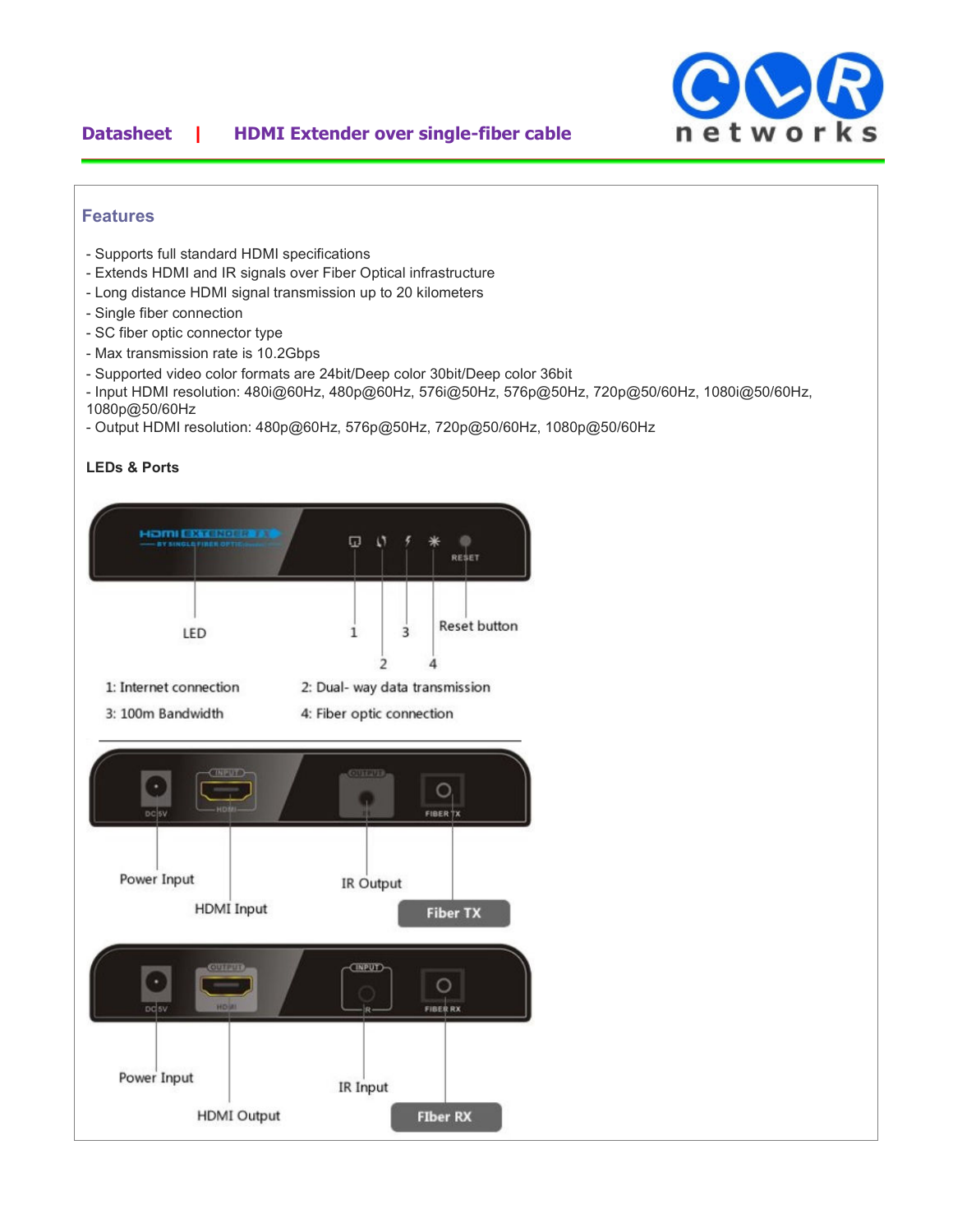## Features

- Supports full standard HDMI specifications
- Extends HDMI and IR signals over Fiber Optical infrastructure
- Long distance HDMI signal transmission up to 20 kilometers
- Single fiber connection
- SC fiber optic connector type
- Max transmission rate is 10.2Gbps
- Supported video color formats are 24bit/Deep color 30bit/Deep color 36bit
- Input HDMI resolution: 480i@60Hz, 480p@60Hz, 576i@50Hz, 576p@50Hz, 720p@50/60Hz, 1080i@50/60Hz, 1080p@50/60Hz
- Output HDMI resolution: 480p@60Hz, 576p@50Hz, 720p@50/60Hz, 1080p@50/60Hz

**LEDs & Ports**

LED

1 3 Reset button

2 4

1: Internet connection
2: Dual- way data transmission
3: 100m Bandwidth
4: Fiber optic connection

Power Input
HDMI Input
IR Output
Fiber TX

Power Input
HDMI Output
IR Input
FIber RX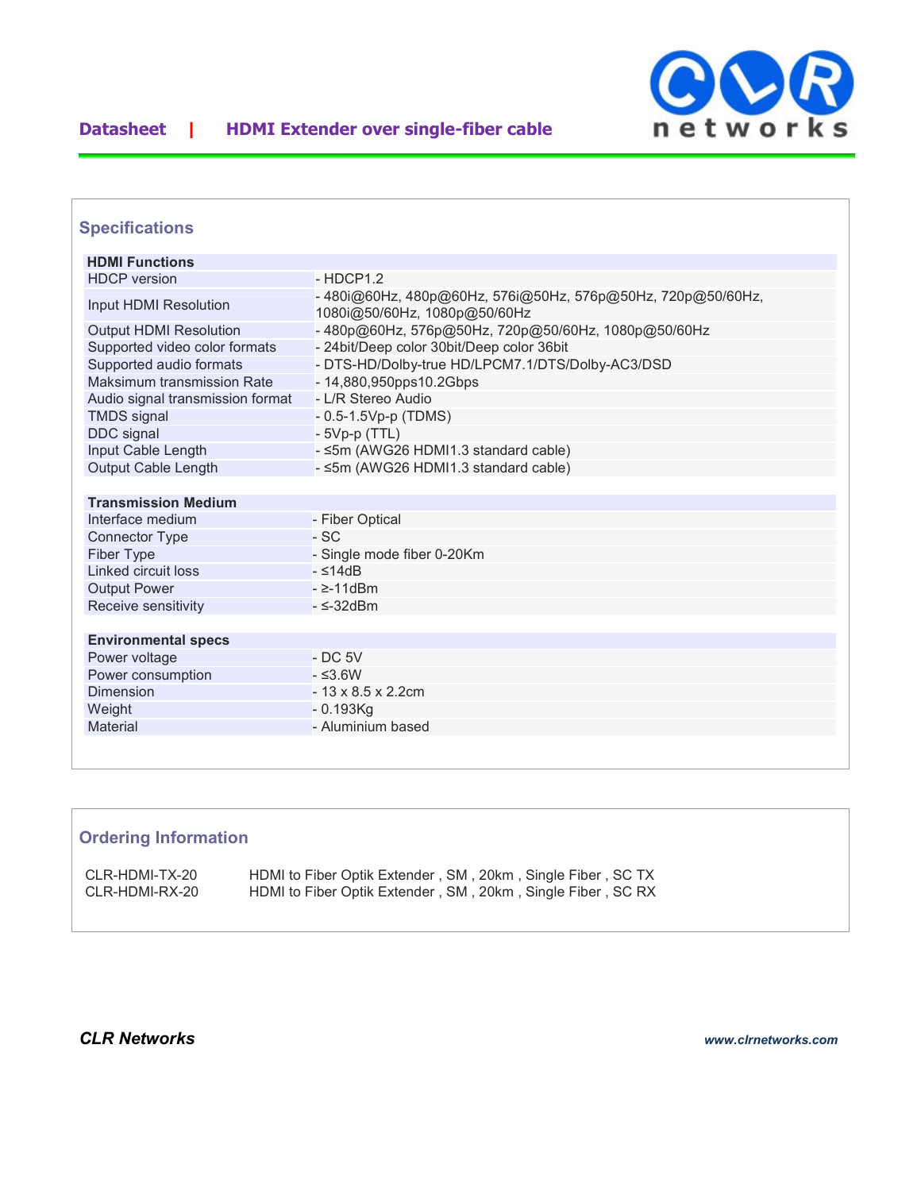## Specifications

| | |
|---|---|
| **HDMI Functions** | |
| HDCP version | - HDCP1.2 |
| Input HDMI Resolution | - 480i@60Hz, 480p@60Hz, 576i@50Hz, 576p@50Hz, 720p@50/60Hz, 1080i@50/60Hz, 1080p@50/60Hz |
| Output HDMI Resolution | - 480p@60Hz, 576p@50Hz, 720p@50/60Hz, 1080p@50/60Hz |
| Supported video color formats | - 24bit/Deep color 30bit/Deep color 36bit |
| Supported audio formats | - DTS-HD/Dolby-true HD/LPCM7.1/DTS/Dolby-AC3/DSD |
| Maksimum transmission Rate | - 14,880,950pps10.2Gbps |
| Audio signal transmission format | - L/R Stereo Audio |
| TMDS signal | - 0.5-1.5Vp-p (TDMS) |
| DDC signal | - 5Vp-p (TTL) |
| Input Cable Length | - ≤5m (AWG26 HDMI1.3 standard cable) |
| Output Cable Length | - ≤5m (AWG26 HDMI1.3 standard cable) |
| **Transmission Medium** | |
| Interface medium | - Fiber Optical |
| Connector Type | - SC |
| Fiber Type | - Single mode fiber 0-20Km |
| Linked circuit loss | - ≤14dB |
| Output Power | - ≥-11dBm |
| Receive sensitivity | - ≤-32dBm |
| **Environmental specs** | |
| Power voltage | - DC 5V |
| Power consumption | - ≤3.6W |
| Dimension | - 13 x 8.5 x 2.2cm |
| Weight | - 0.193Kg |
| Material | - Aluminium based |

## Ordering Information

| | |
|---|---|
| CLR-HDMI-TX-20 | HDMI to Fiber Optik Extender , SM , 20km , Single Fiber , SC TX |
| CLR-HDMI-RX-20 | HDMI to Fiber Optik Extender , SM , 20km , Single Fiber , SC RX |